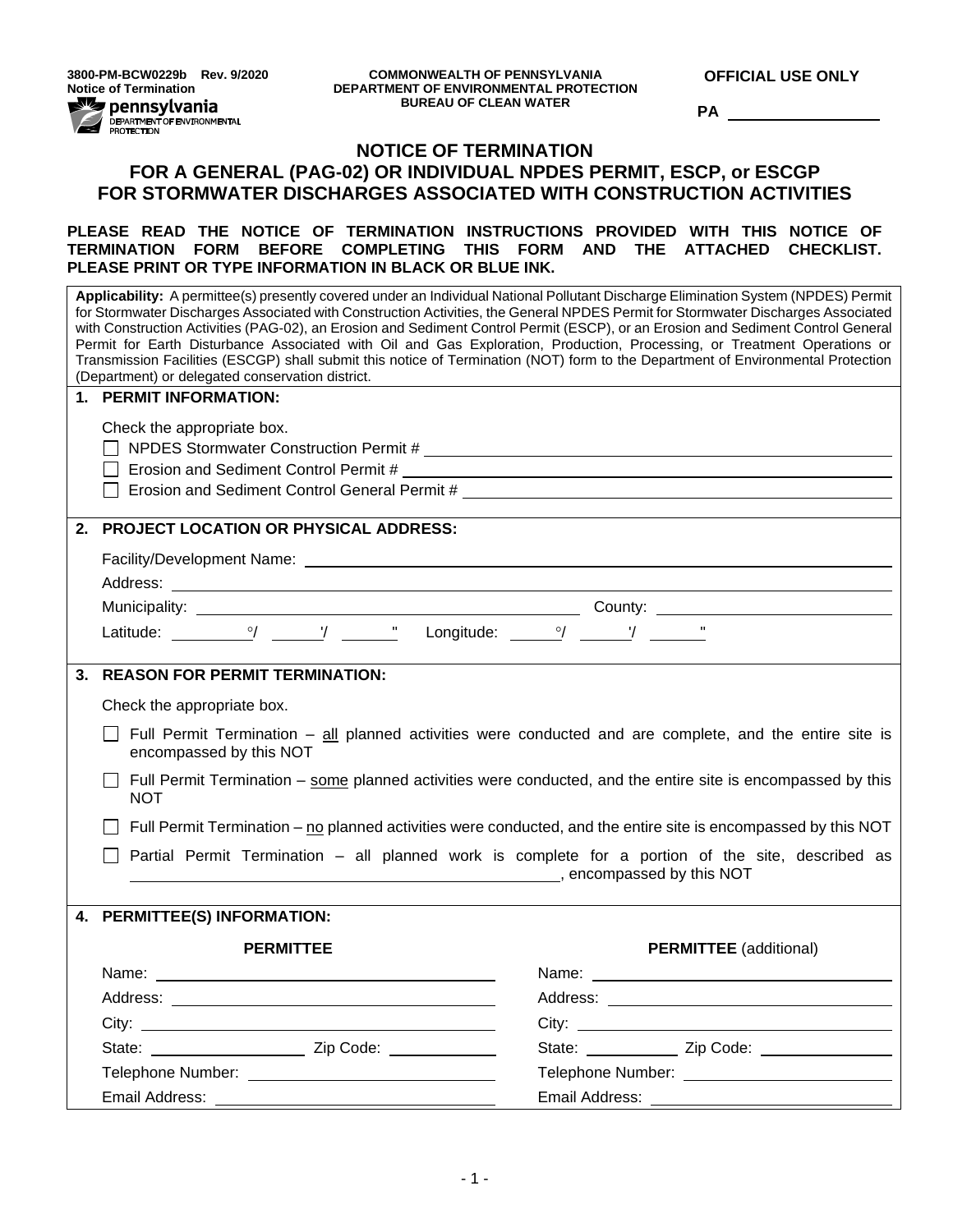3800-PM-BCW0229b Rev. 9/2020
Notice of Termination

COMMONWEALTH OF PENNSYLVANIA
DEPARTMENT OF ENVIRONMENTAL PROTECTION
BUREAU OF CLEAN WATER

OFFICIAL USE ONLY

PA ______________

# NOTICE OF TERMINATION
# FOR A GENERAL (PAG-02) OR INDIVIDUAL NPDES PERMIT, ESCP, or ESCGP FOR STORMWATER DISCHARGES ASSOCIATED WITH CONSTRUCTION ACTIVITIES

**PLEASE READ THE NOTICE OF TERMINATION INSTRUCTIONS PROVIDED WITH THIS NOTICE OF TERMINATION FORM BEFORE COMPLETING THIS FORM AND THE ATTACHED CHECKLIST. PLEASE PRINT OR TYPE INFORMATION IN BLACK OR BLUE INK.**

**Applicability:** A permittee(s) presently covered under an Individual National Pollutant Discharge Elimination System (NPDES) Permit for Stormwater Discharges Associated with Construction Activities, the General NPDES Permit for Stormwater Discharges Associated with Construction Activities (PAG-02), an Erosion and Sediment Control Permit (ESCP), or an Erosion and Sediment Control General Permit for Earth Disturbance Associated with Oil and Gas Exploration, Production, Processing, or Treatment Operations or Transmission Facilities (ESCGP) shall submit this notice of Termination (NOT) form to the Department of Environmental Protection (Department) or delegated conservation district.

## 1. PERMIT INFORMATION:

Check the appropriate box.

☐ NPDES Stormwater Construction Permit # ______________

☐ Erosion and Sediment Control Permit # ______________

☐ Erosion and Sediment Control General Permit # ______________

## 2. PROJECT LOCATION OR PHYSICAL ADDRESS:

Facility/Development Name: ______________

Address: ______________

Municipality: ______________ County: ______________

Latitude: _____°/ _____'/ _____" Longitude: _____°/ _____'/ _____"

## 3. REASON FOR PERMIT TERMINATION:

Check the appropriate box.

☐ Full Permit Termination – all planned activities were conducted and are complete, and the entire site is encompassed by this NOT

☐ Full Permit Termination – some planned activities were conducted, and the entire site is encompassed by this NOT

☐ Full Permit Termination – no planned activities were conducted, and the entire site is encompassed by this NOT

☐ Partial Permit Termination – all planned work is complete for a portion of the site, described as ______________, encompassed by this NOT

## 4. PERMITTEE(S) INFORMATION:

| PERMITTEE | PERMITTEE (additional) |
|---|---|
| Name: ______________ | Name: ______________ |
| Address: ______________ | Address: ______________ |
| City: ______________ | City: ______________ |
| State: __________ Zip Code: __________ | State: __________ Zip Code: __________ |
| Telephone Number: ______________ | Telephone Number: ______________ |
| Email Address: ______________ | Email Address: ______________ |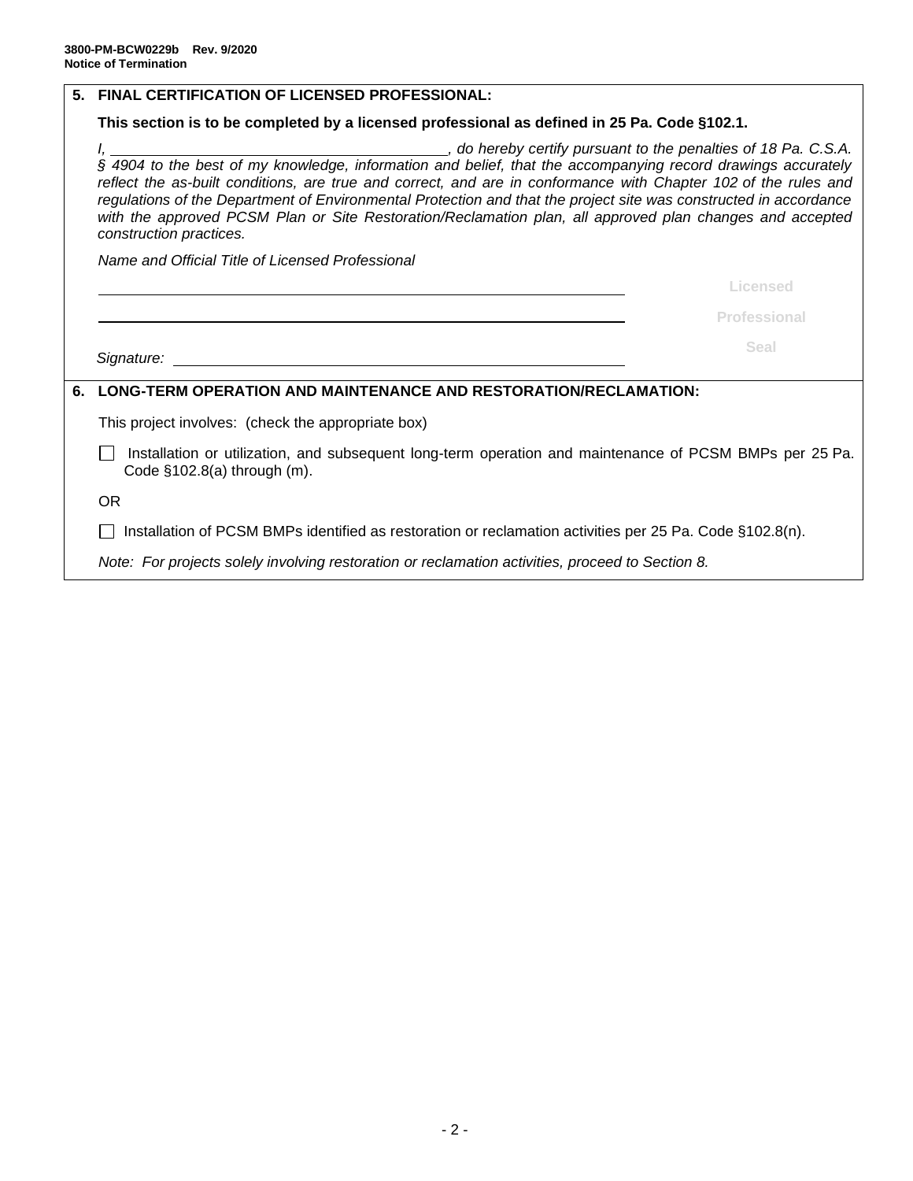## 5. FINAL CERTIFICATION OF LICENSED PROFESSIONAL:

**This section is to be completed by a licensed professional as defined in 25 Pa. Code §102.1.**

*I, \_\_\_\_\_\_\_\_\_\_\_\_\_\_\_\_\_\_\_\_\_\_\_\_\_\_\_\_\_\_\_\_\_\_\_\_\_\_\_\_, do hereby certify pursuant to the penalties of 18 Pa. C.S.A. § 4904 to the best of my knowledge, information and belief, that the accompanying record drawings accurately reflect the as-built conditions, are true and correct, and are in conformance with Chapter 102 of the rules and regulations of the Department of Environmental Protection and that the project site was constructed in accordance with the approved PCSM Plan or Site Restoration/Reclamation plan, all approved plan changes and accepted construction practices.*

*Name and Official Title of Licensed Professional*

\_\_\_\_\_\_\_\_\_\_\_\_\_\_\_\_\_\_\_\_\_\_\_\_\_\_\_\_\_\_\_\_\_\_\_\_\_\_\_\_

\_\_\_\_\_\_\_\_\_\_\_\_\_\_\_\_\_\_\_\_\_\_\_\_\_\_\_\_\_\_\_\_\_\_\_\_\_\_\_\_

*Signature:* \_\_\_\_\_\_\_\_\_\_\_\_\_\_\_\_\_\_\_\_\_\_\_\_\_\_\_\_\_\_\_\_\_\_\_\_\_\_\_\_

Licensed Professional Seal

## 6. LONG-TERM OPERATION AND MAINTENANCE AND RESTORATION/RECLAMATION:

This project involves: (check the appropriate box)

☐ Installation or utilization, and subsequent long-term operation and maintenance of PCSM BMPs per 25 Pa. Code §102.8(a) through (m).

OR

☐ Installation of PCSM BMPs identified as restoration or reclamation activities per 25 Pa. Code §102.8(n).

*Note: For projects solely involving restoration or reclamation activities, proceed to Section 8.*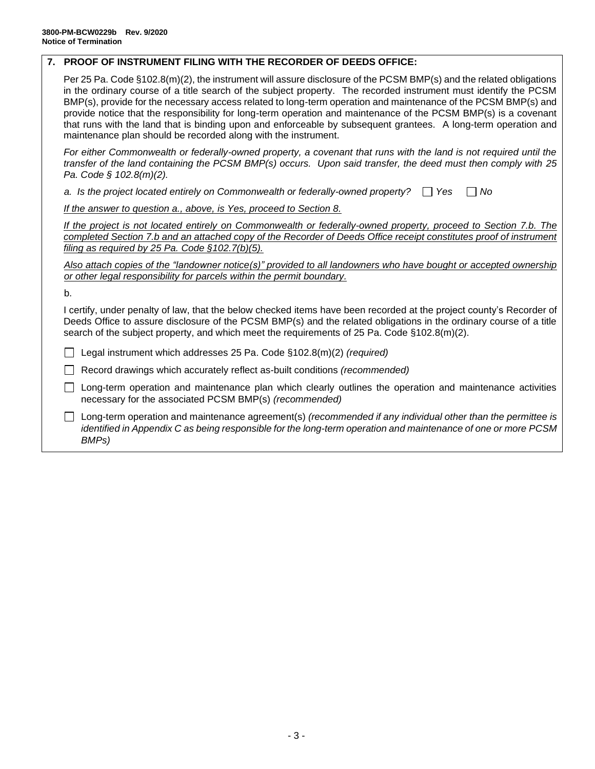## 7. PROOF OF INSTRUMENT FILING WITH THE RECORDER OF DEEDS OFFICE:

Per 25 Pa. Code §102.8(m)(2), the instrument will assure disclosure of the PCSM BMP(s) and the related obligations in the ordinary course of a title search of the subject property. The recorded instrument must identify the PCSM BMP(s), provide for the necessary access related to long-term operation and maintenance of the PCSM BMP(s) and provide notice that the responsibility for long-term operation and maintenance of the PCSM BMP(s) is a covenant that runs with the land that is binding upon and enforceable by subsequent grantees. A long-term operation and maintenance plan should be recorded along with the instrument.

*For either Commonwealth or federally-owned property, a covenant that runs with the land is not required until the transfer of the land containing the PCSM BMP(s) occurs. Upon said transfer, the deed must then comply with 25 Pa. Code § 102.8(m)(2).*

*a. Is the project located entirely on Commonwealth or federally-owned property?* ☐ *Yes* ☐ *No*

*If the answer to question a., above, is Yes, proceed to Section 8.*

*If the project is not located entirely on Commonwealth or federally-owned property, proceed to Section 7.b. The completed Section 7.b and an attached copy of the Recorder of Deeds Office receipt constitutes proof of instrument filing as required by 25 Pa. Code §102.7(b)(5).*

*Also attach copies of the "landowner notice(s)" provided to all landowners who have bought or accepted ownership or other legal responsibility for parcels within the permit boundary.*

b.

I certify, under penalty of law, that the below checked items have been recorded at the project county's Recorder of Deeds Office to assure disclosure of the PCSM BMP(s) and the related obligations in the ordinary course of a title search of the subject property, and which meet the requirements of 25 Pa. Code §102.8(m)(2).

☐ Legal instrument which addresses 25 Pa. Code §102.8(m)(2) *(required)*

☐ Record drawings which accurately reflect as-built conditions *(recommended)*

☐ Long-term operation and maintenance plan which clearly outlines the operation and maintenance activities necessary for the associated PCSM BMP(s) *(recommended)*

☐ Long-term operation and maintenance agreement(s) *(recommended if any individual other than the permittee is identified in Appendix C as being responsible for the long-term operation and maintenance of one or more PCSM BMPs)*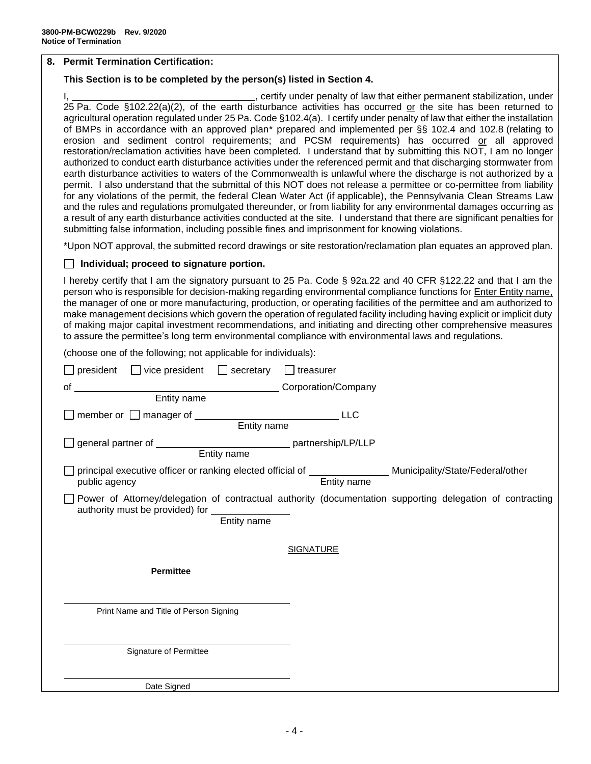## 8. Permit Termination Certification:

**This Section is to be completed by the person(s) listed in Section 4.**

I, \_\_\_\_\_\_\_\_\_\_\_\_\_\_\_\_\_\_\_\_\_\_\_\_\_\_\_\_\_\_\_\_, certify under penalty of law that either permanent stabilization, under 25 Pa. Code §102.22(a)(2), of the earth disturbance activities has occurred or the site has been returned to agricultural operation regulated under 25 Pa. Code §102.4(a). I certify under penalty of law that either the installation of BMPs in accordance with an approved plan* prepared and implemented per §§ 102.4 and 102.8 (relating to erosion and sediment control requirements; and PCSM requirements) has occurred or all approved restoration/reclamation activities have been completed. I understand that by submitting this NOT, I am no longer authorized to conduct earth disturbance activities under the referenced permit and that discharging stormwater from earth disturbance activities to waters of the Commonwealth is unlawful where the discharge is not authorized by a permit. I also understand that the submittal of this NOT does not release a permittee or co-permittee from liability for any violations of the permit, the federal Clean Water Act (if applicable), the Pennsylvania Clean Streams Law and the rules and regulations promulgated thereunder, or from liability for any environmental damages occurring as a result of any earth disturbance activities conducted at the site. I understand that there are significant penalties for submitting false information, including possible fines and imprisonment for knowing violations.

*Upon NOT approval, the submitted record drawings or site restoration/reclamation plan equates an approved plan.

☐ **Individual; proceed to signature portion.**

I hereby certify that I am the signatory pursuant to 25 Pa. Code § 92a.22 and 40 CFR §122.22 and that I am the person who is responsible for decision-making regarding environmental compliance functions for Enter Entity name, the manager of one or more manufacturing, production, or operating facilities of the permittee and am authorized to make management decisions which govern the operation of regulated facility including having explicit or implicit duty of making major capital investment recommendations, and initiating and directing other comprehensive measures to assure the permittee's long term environmental compliance with environmental laws and regulations.

(choose one of the following; not applicable for individuals):

☐ president ☐ vice president ☐ secretary ☐ treasurer

of \_\_\_\_\_\_\_\_\_\_\_\_\_\_\_\_\_\_\_\_\_\_\_\_\_\_\_\_\_\_ Corporation/Company
Entity name

☐ member or ☐ manager of \_\_\_\_\_\_\_\_\_\_\_\_\_\_\_\_\_\_\_\_\_\_\_\_ LLC
Entity name

☐ general partner of \_\_\_\_\_\_\_\_\_\_\_\_\_\_\_\_\_\_\_\_\_\_\_\_ partnership/LP/LLP
Entity name

☐ principal executive officer or ranking elected official of \_\_\_\_\_\_\_\_\_\_\_\_\_\_ Municipality/State/Federal/other public agency
Entity name

☐ Power of Attorney/delegation of contractual authority (documentation supporting delegation of contracting authority must be provided) for \_\_\_\_\_\_\_\_\_\_\_\_\_\_
Entity name

SIGNATURE

**Permittee**

\_\_\_\_\_\_\_\_\_\_\_\_\_\_\_\_\_\_\_\_\_\_\_\_\_\_\_\_\_\_\_\_\_\_\_\_\_\_
Print Name and Title of Person Signing

\_\_\_\_\_\_\_\_\_\_\_\_\_\_\_\_\_\_\_\_\_\_\_\_\_\_\_\_\_\_\_\_\_\_\_\_\_\_
Signature of Permittee

\_\_\_\_\_\_\_\_\_\_\_\_\_\_\_\_\_\_\_\_\_\_\_\_\_\_\_\_\_\_\_\_\_\_\_\_\_\_
Date Signed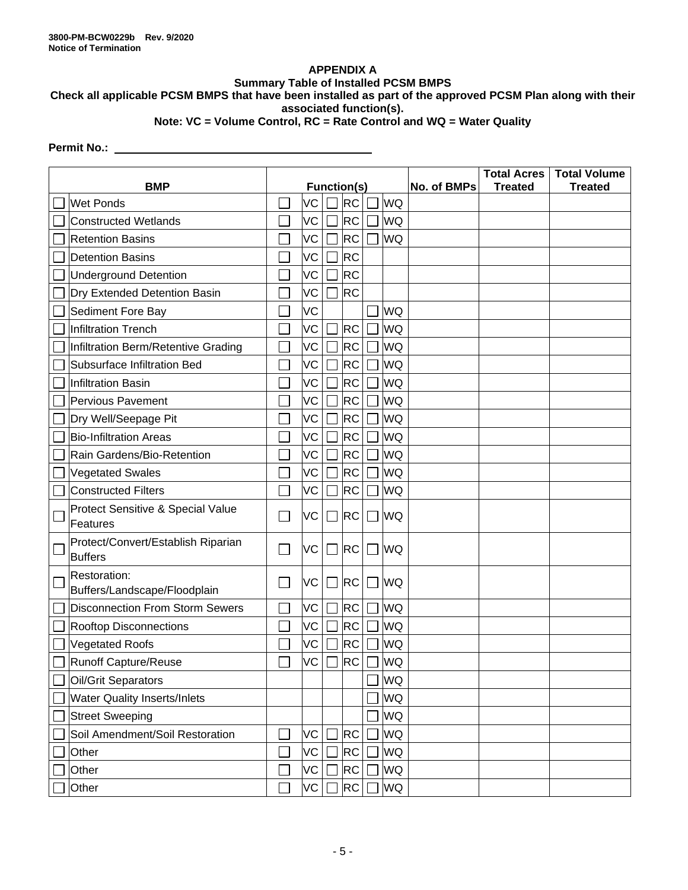3800-PM-BCW0229b Rev. 9/2020
Notice of Termination

## APPENDIX A

### Summary Table of Installed PCSM BMPS

**Check all applicable PCSM BMPS that have been installed as part of the approved PCSM Plan along with their associated function(s).**

**Note: VC = Volume Control, RC = Rate Control and WQ = Water Quality**

**Permit No.:** ______________________________

| BMP | Function(s) | | | No. of BMPs | Total Acres Treated | Total Volume Treated |
|---|---|---|---|---|---|---|
| ☐ Wet Ponds | ☐ VC | ☐ RC | ☐ WQ | | | |
| ☐ Constructed Wetlands | ☐ VC | ☐ RC | ☐ WQ | | | |
| ☐ Retention Basins | ☐ VC | ☐ RC | ☐ WQ | | | |
| ☐ Detention Basins | ☐ VC | ☐ RC | | | | |
| ☐ Underground Detention | ☐ VC | ☐ RC | | | | |
| ☐ Dry Extended Detention Basin | ☐ VC | ☐ RC | | | | |
| ☐ Sediment Fore Bay | ☐ VC | | ☐ WQ | | | |
| ☐ Infiltration Trench | ☐ VC | ☐ RC | ☐ WQ | | | |
| ☐ Infiltration Berm/Retentive Grading | ☐ VC | ☐ RC | ☐ WQ | | | |
| ☐ Subsurface Infiltration Bed | ☐ VC | ☐ RC | ☐ WQ | | | |
| ☐ Infiltration Basin | ☐ VC | ☐ RC | ☐ WQ | | | |
| ☐ Pervious Pavement | ☐ VC | ☐ RC | ☐ WQ | | | |
| ☐ Dry Well/Seepage Pit | ☐ VC | ☐ RC | ☐ WQ | | | |
| ☐ Bio-Infiltration Areas | ☐ VC | ☐ RC | ☐ WQ | | | |
| ☐ Rain Gardens/Bio-Retention | ☐ VC | ☐ RC | ☐ WQ | | | |
| ☐ Vegetated Swales | ☐ VC | ☐ RC | ☐ WQ | | | |
| ☐ Constructed Filters | ☐ VC | ☐ RC | ☐ WQ | | | |
| ☐ Protect Sensitive & Special Value Features | ☐ VC | ☐ RC | ☐ WQ | | | |
| ☐ Protect/Convert/Establish Riparian Buffers | ☐ VC | ☐ RC | ☐ WQ | | | |
| ☐ Restoration: Buffers/Landscape/Floodplain | ☐ VC | ☐ RC | ☐ WQ | | | |
| ☐ Disconnection From Storm Sewers | ☐ VC | ☐ RC | ☐ WQ | | | |
| ☐ Rooftop Disconnections | ☐ VC | ☐ RC | ☐ WQ | | | |
| ☐ Vegetated Roofs | ☐ VC | ☐ RC | ☐ WQ | | | |
| ☐ Runoff Capture/Reuse | ☐ VC | ☐ RC | ☐ WQ | | | |
| ☐ Oil/Grit Separators | | | ☐ WQ | | | |
| ☐ Water Quality Inserts/Inlets | | | ☐ WQ | | | |
| ☐ Street Sweeping | | | ☐ WQ | | | |
| ☐ Soil Amendment/Soil Restoration | ☐ VC | ☐ RC | ☐ WQ | | | |
| ☐ Other | ☐ VC | ☐ RC | ☐ WQ | | | |
| ☐ Other | ☐ VC | ☐ RC | ☐ WQ | | | |
| ☐ Other | ☐ VC | ☐ RC | ☐ WQ | | | |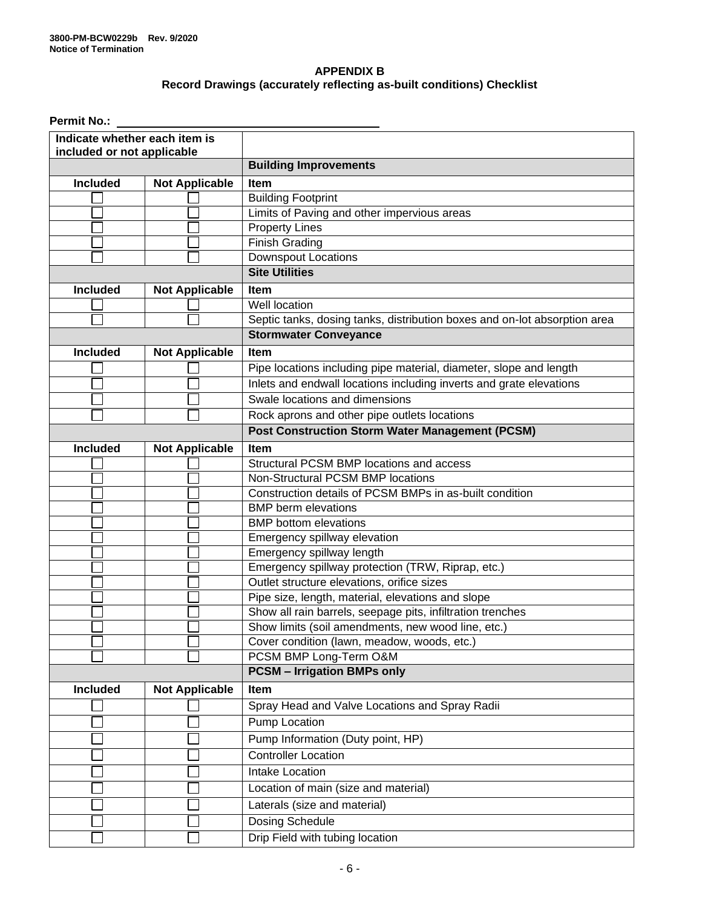# APPENDIX B
## Record Drawings (accurately reflecting as-built conditions) Checklist

**Permit No.:** ______________________________

| Indicate whether each item is included or not applicable | | |
|---|---|---|
| | | **Building Improvements** |
| **Included** | **Not Applicable** | **Item** |
| ☐ | ☐ | Building Footprint |
| ☐ | ☐ | Limits of Paving and other impervious areas |
| ☐ | ☐ | Property Lines |
| ☐ | ☐ | Finish Grading |
| ☐ | ☐ | Downspout Locations |
| | | **Site Utilities** |
| **Included** | **Not Applicable** | **Item** |
| ☐ | ☐ | Well location |
| ☐ | ☐ | Septic tanks, dosing tanks, distribution boxes and on-lot absorption area |
| | | **Stormwater Conveyance** |
| **Included** | **Not Applicable** | **Item** |
| ☐ | ☐ | Pipe locations including pipe material, diameter, slope and length |
| ☐ | ☐ | Inlets and endwall locations including inverts and grate elevations |
| ☐ | ☐ | Swale locations and dimensions |
| ☐ | ☐ | Rock aprons and other pipe outlets locations |
| | | **Post Construction Storm Water Management (PCSM)** |
| **Included** | **Not Applicable** | **Item** |
| ☐ | ☐ | Structural PCSM BMP locations and access |
| ☐ | ☐ | Non-Structural PCSM BMP locations |
| ☐ | ☐ | Construction details of PCSM BMPs in as-built condition |
| ☐ | ☐ | BMP berm elevations |
| ☐ | ☐ | BMP bottom elevations |
| ☐ | ☐ | Emergency spillway elevation |
| ☐ | ☐ | Emergency spillway length |
| ☐ | ☐ | Emergency spillway protection (TRW, Riprap, etc.) |
| ☐ | ☐ | Outlet structure elevations, orifice sizes |
| ☐ | ☐ | Pipe size, length, material, elevations and slope |
| ☐ | ☐ | Show all rain barrels, seepage pits, infiltration trenches |
| ☐ | ☐ | Show limits (soil amendments, new wood line, etc.) |
| ☐ | ☐ | Cover condition (lawn, meadow, woods, etc.) |
| ☐ | ☐ | PCSM BMP Long-Term O&M |
| | | **PCSM – Irrigation BMPs only** |
| **Included** | **Not Applicable** | **Item** |
| ☐ | ☐ | Spray Head and Valve Locations and Spray Radii |
| ☐ | ☐ | Pump Location |
| ☐ | ☐ | Pump Information (Duty point, HP) |
| ☐ | ☐ | Controller Location |
| ☐ | ☐ | Intake Location |
| ☐ | ☐ | Location of main (size and material) |
| ☐ | ☐ | Laterals (size and material) |
| ☐ | ☐ | Dosing Schedule |
| ☐ | ☐ | Drip Field with tubing location |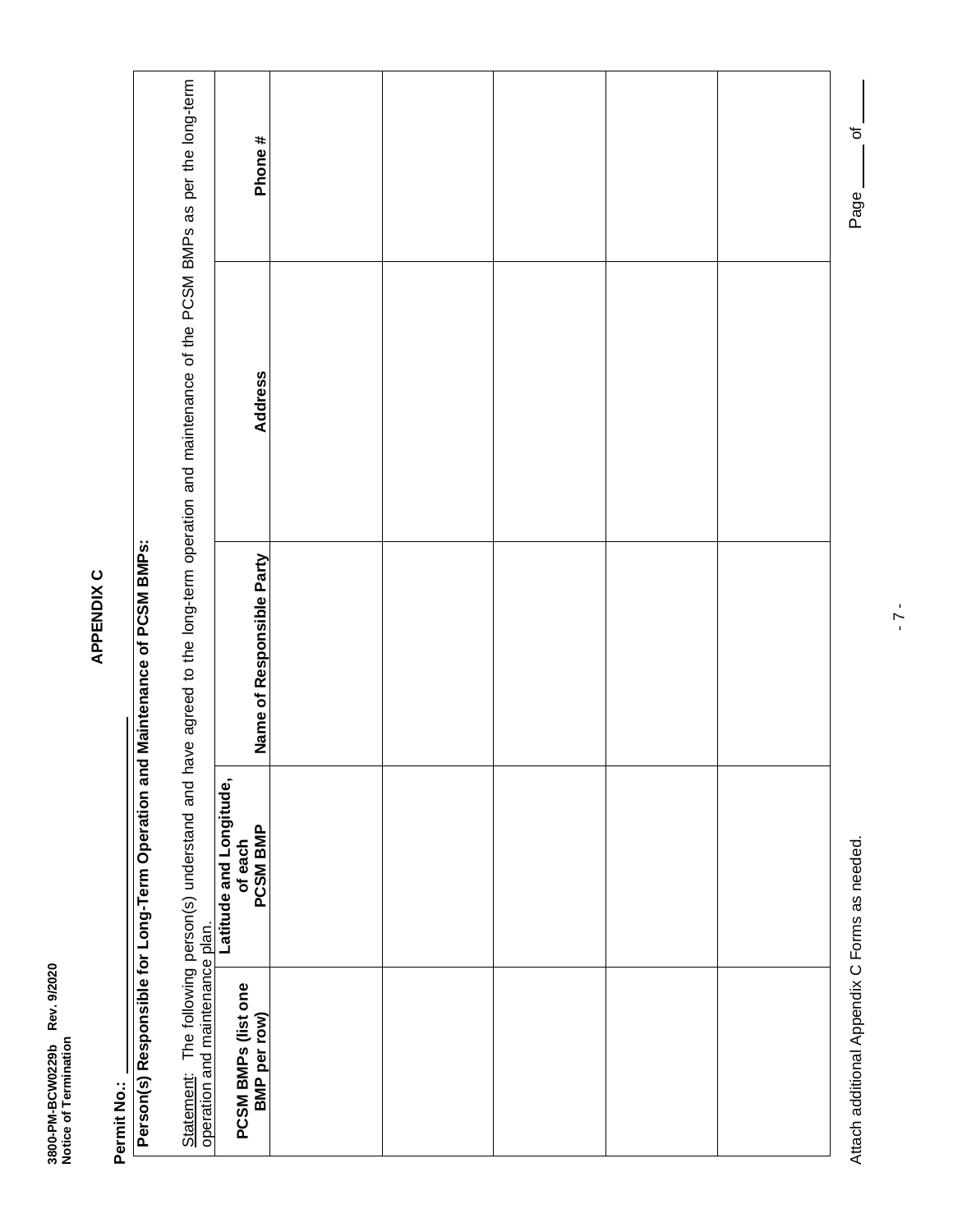3800-PM-BCW0229b Rev. 9/2020
Notice of Termination

# APPENDIX C

**Permit No.:** ____________

## Person(s) Responsible for Long-Term Operation and Maintenance of PCSM BMPs:

Statement: The following person(s) understand and have agreed to the long-term operation and maintenance of the PCSM BMPs as per the long-term operation and maintenance plan.

| PCSM BMPs (list one BMP per row) | Latitude and Longitude, of each PCSM BMP | Name of Responsible Party | Address | Phone # |
|---|---|---|---|---|
| | | | | |
| | | | | |
| | | | | |
| | | | | |
| | | | | |

Attach additional Appendix C Forms as needed.

Page ____ of ____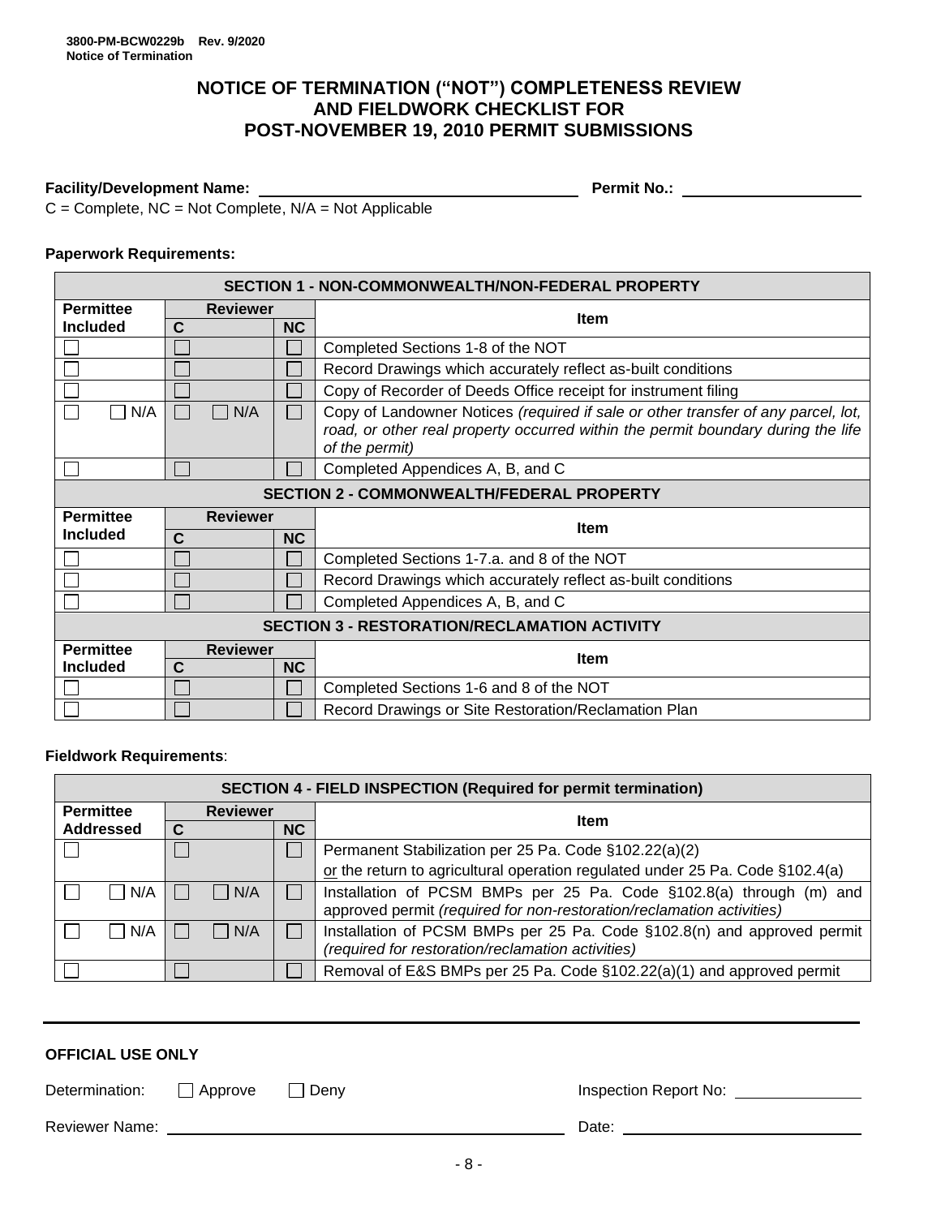3800-PM-BCW0229b Rev. 9/2020
Notice of Termination

# NOTICE OF TERMINATION ("NOT") COMPLETENESS REVIEW AND FIELDWORK CHECKLIST FOR POST-NOVEMBER 19, 2010 PERMIT SUBMISSIONS

**Facility/Development Name:** ______________________ **Permit No.:** ______________

C = Complete, NC = Not Complete, N/A = Not Applicable

**Paperwork Requirements:**

| SECTION 1 - NON-COMMONWEALTH/NON-FEDERAL PROPERTY | | | |
|---|---|---|---|
| **Permittee Included** | **Reviewer** | | **Item** |
| | **C** | **NC** | |
| ☐ | ☐ | ☐ | Completed Sections 1-8 of the NOT |
| ☐ | ☐ | ☐ | Record Drawings which accurately reflect as-built conditions |
| ☐ | ☐ | ☐ | Copy of Recorder of Deeds Office receipt for instrument filing |
| ☐ ☐ N/A | ☐ ☐ N/A | ☐ | Copy of Landowner Notices *(required if sale or other transfer of any parcel, lot, road, or other real property occurred within the permit boundary during the life of the permit)* |
| ☐ | ☐ | ☐ | Completed Appendices A, B, and C |
| **SECTION 2 - COMMONWEALTH/FEDERAL PROPERTY** | | | |
| **Permittee Included** | **Reviewer** | | **Item** |
| | **C** | **NC** | |
| ☐ | ☐ | ☐ | Completed Sections 1-7.a. and 8 of the NOT |
| ☐ | ☐ | ☐ | Record Drawings which accurately reflect as-built conditions |
| ☐ | ☐ | ☐ | Completed Appendices A, B, and C |
| **SECTION 3 - RESTORATION/RECLAMATION ACTIVITY** | | | |
| **Permittee Included** | **Reviewer** | | **Item** |
| | **C** | **NC** | |
| ☐ | ☐ | ☐ | Completed Sections 1-6 and 8 of the NOT |
| ☐ | ☐ | ☐ | Record Drawings or Site Restoration/Reclamation Plan |

**Fieldwork Requirements**:

| SECTION 4 - FIELD INSPECTION (Required for permit termination) | | | |
|---|---|---|---|
| **Permittee Addressed** | **Reviewer** | | **Item** |
| | **C** | **NC** | |
| ☐ | ☐ | ☐ | Permanent Stabilization per 25 Pa. Code §102.22(a)(2) <u>or</u> the return to agricultural operation regulated under 25 Pa. Code §102.4(a) |
| ☐ ☐ N/A | ☐ ☐ N/A | ☐ | Installation of PCSM BMPs per 25 Pa. Code §102.8(a) through (m) and approved permit *(required for non-restoration/reclamation activities)* |
| ☐ ☐ N/A | ☐ ☐ N/A | ☐ | Installation of PCSM BMPs per 25 Pa. Code §102.8(n) and approved permit *(required for restoration/reclamation activities)* |
| ☐ | ☐ | ☐ | Removal of E&S BMPs per 25 Pa. Code §102.22(a)(1) and approved permit |

---

**OFFICIAL USE ONLY**

Determination: ☐ Approve ☐ Deny Inspection Report No: ______________

Reviewer Name: ______________________________ Date: ______________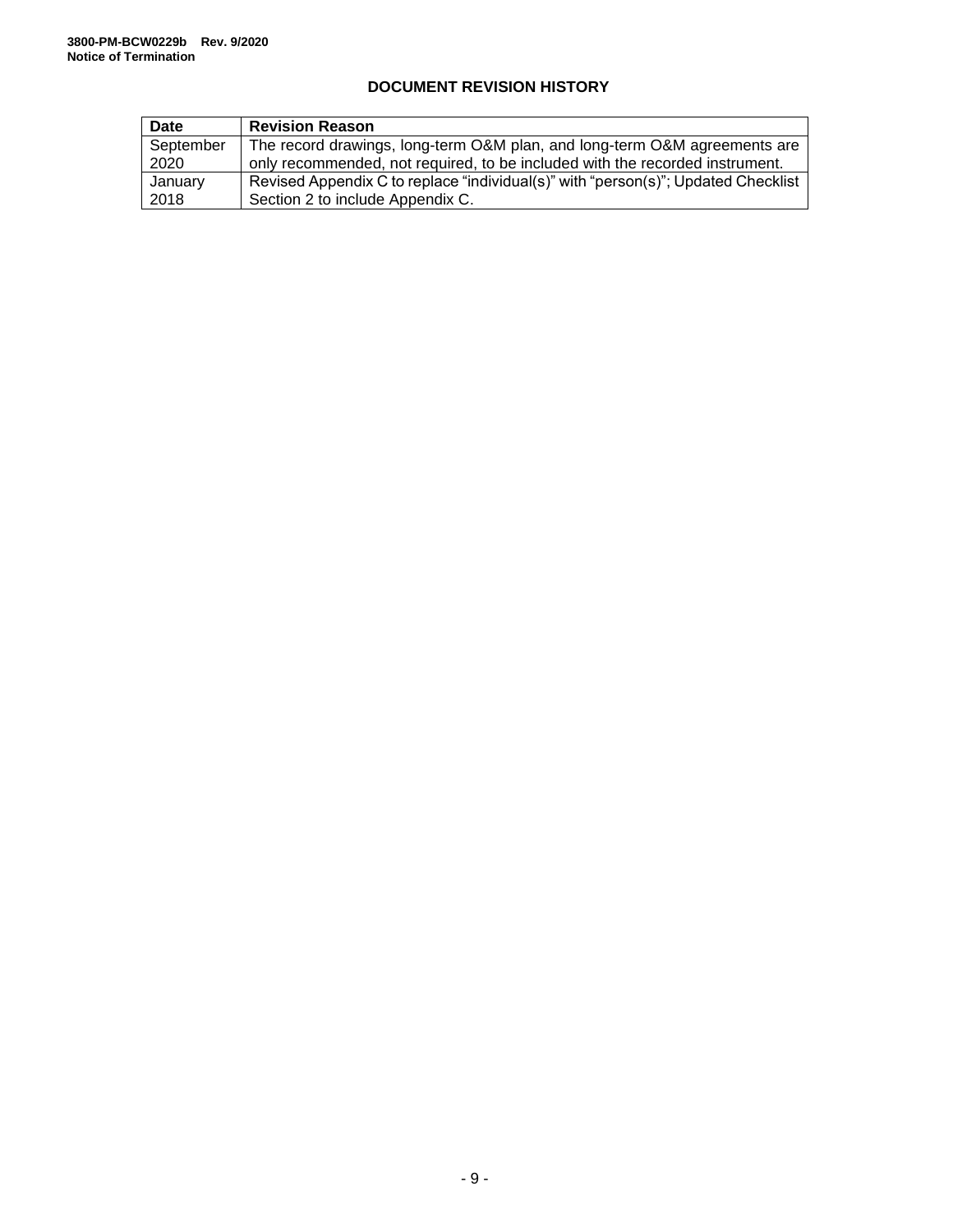**DOCUMENT REVISION HISTORY**

| Date | Revision Reason |
|---|---|
| September 2020 | The record drawings, long-term O&M plan, and long-term O&M agreements are only recommended, not required, to be included with the recorded instrument. |
| January 2018 | Revised Appendix C to replace “individual(s)” with “person(s)”; Updated Checklist Section 2 to include Appendix C. |